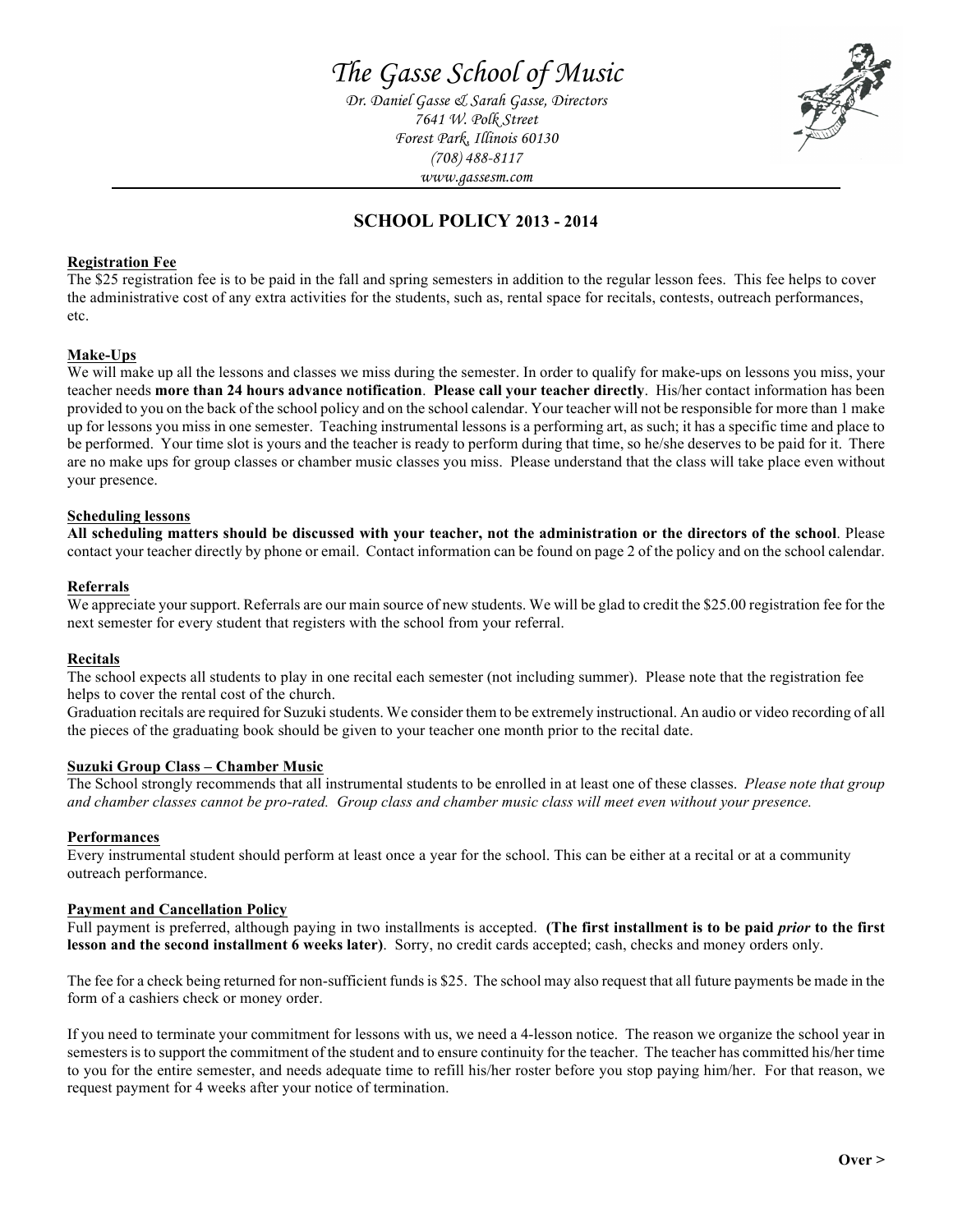# *The Gasse School of Music*

*Dr. Daniel Gasse & Sarah Gasse, Directors*
*7641 W. Polk Street*
*Forest Park, Illinois 60130*
*(708) 488-8117*
*www.gassesm.com*

---

## SCHOOL POLICY 2013 - 2014

**Registration Fee**

The $25 registration fee is to be paid in the fall and spring semesters in addition to the regular lesson fees. This fee helps to cover the administrative cost of any extra activities for the students, such as, rental space for recitals, contests, outreach performances, etc.

**Make-Ups**

We will make up all the lessons and classes we miss during the semester. In order to qualify for make-ups on lessons you miss, your teacher needs **more than 24 hours advance notification**. **Please call your teacher directly**. His/her contact information has been provided to you on the back of the school policy and on the school calendar. Your teacher will not be responsible for more than 1 make up for lessons you miss in one semester. Teaching instrumental lessons is a performing art, as such; it has a specific time and place to be performed. Your time slot is yours and the teacher is ready to perform during that time, so he/she deserves to be paid for it. There are no make ups for group classes or chamber music classes you miss. Please understand that the class will take place even without your presence.

**Scheduling lessons**

**All scheduling matters should be discussed with your teacher, not the administration or the directors of the school**. Please contact your teacher directly by phone or email. Contact information can be found on page 2 of the policy and on the school calendar.

**Referrals**

We appreciate your support. Referrals are our main source of new students. We will be glad to credit the $25.00 registration fee for the next semester for every student that registers with the school from your referral.

**Recitals**

The school expects all students to play in one recital each semester (not including summer). Please note that the registration fee helps to cover the rental cost of the church.

Graduation recitals are required for Suzuki students. We consider them to be extremely instructional. An audio or video recording of all the pieces of the graduating book should be given to your teacher one month prior to the recital date.

**Suzuki Group Class – Chamber Music**

The School strongly recommends that all instrumental students to be enrolled in at least one of these classes. *Please note that group and chamber classes cannot be pro-rated. Group class and chamber music class will meet even without your presence.*

**Performances**

Every instrumental student should perform at least once a year for the school. This can be either at a recital or at a community outreach performance.

**Payment and Cancellation Policy**

Full payment is preferred, although paying in two installments is accepted. **(The first installment is to be paid *prior* to the first lesson and the second installment 6 weeks later)**. Sorry, no credit cards accepted; cash, checks and money orders only.

The fee for a check being returned for non-sufficient funds is $25. The school may also request that all future payments be made in the form of a cashiers check or money order.

If you need to terminate your commitment for lessons with us, we need a 4-lesson notice. The reason we organize the school year in semesters is to support the commitment of the student and to ensure continuity for the teacher. The teacher has committed his/her time to you for the entire semester, and needs adequate time to refill his/her roster before you stop paying him/her. For that reason, we request payment for 4 weeks after your notice of termination.

**Over >**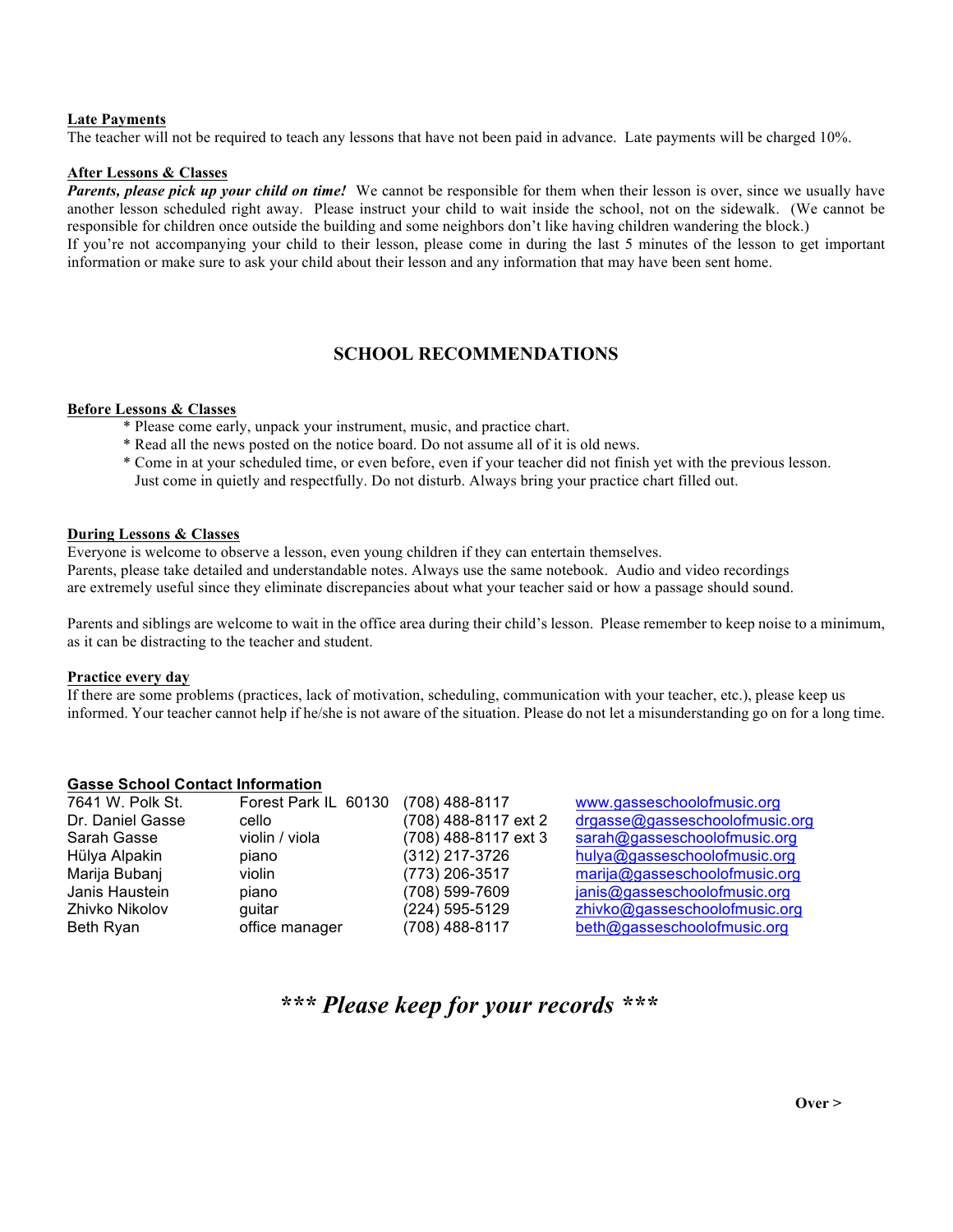**Late Payments**

The teacher will not be required to teach any lessons that have not been paid in advance. Late payments will be charged 10%.

**After Lessons & Classes**

***Parents, please pick up your child on time!*** We cannot be responsible for them when their lesson is over, since we usually have another lesson scheduled right away. Please instruct your child to wait inside the school, not on the sidewalk. (We cannot be responsible for children once outside the building and some neighbors don't like having children wandering the block.)

If you're not accompanying your child to their lesson, please come in during the last 5 minutes of the lesson to get important information or make sure to ask your child about their lesson and any information that may have been sent home.

## SCHOOL RECOMMENDATIONS

**Before Lessons & Classes**

* Please come early, unpack your instrument, music, and practice chart.
* Read all the news posted on the notice board. Do not assume all of it is old news.
* Come in at your scheduled time, or even before, even if your teacher did not finish yet with the previous lesson. Just come in quietly and respectfully. Do not disturb. Always bring your practice chart filled out.

**During Lessons & Classes**

Everyone is welcome to observe a lesson, even young children if they can entertain themselves.
Parents, please take detailed and understandable notes. Always use the same notebook. Audio and video recordings are extremely useful since they eliminate discrepancies about what your teacher said or how a passage should sound.

Parents and siblings are welcome to wait in the office area during their child's lesson. Please remember to keep noise to a minimum, as it can be distracting to the teacher and student.

**Practice every day**

If there are some problems (practices, lack of motivation, scheduling, communication with your teacher, etc.), please keep us informed. Your teacher cannot help if he/she is not aware of the situation. Please do not let a misunderstanding go on for a long time.

**Gasse School Contact Information**

| | | | |
|---|---|---|---|
| 7641 W. Polk St. | Forest Park IL 60130 | (708) 488-8117 | www.gasseschoolofmusic.org |
| Dr. Daniel Gasse | cello | (708) 488-8117 ext 2 | drgasse@gasseschoolofmusic.org |
| Sarah Gasse | violin / viola | (708) 488-8117 ext 3 | sarah@gasseschoolofmusic.org |
| Hülya Alpakin | piano | (312) 217-3726 | hulya@gasseschoolofmusic.org |
| Marija Bubanj | violin | (773) 206-3517 | marija@gasseschoolofmusic.org |
| Janis Haustein | piano | (708) 599-7609 | janis@gasseschoolofmusic.org |
| Zhivko Nikolov | guitar | (224) 595-5129 | zhivko@gasseschoolofmusic.org |
| Beth Ryan | office manager | (708) 488-8117 | beth@gasseschoolofmusic.org |

***\*\*\* Please keep for your records \*\*\****

**Over >**